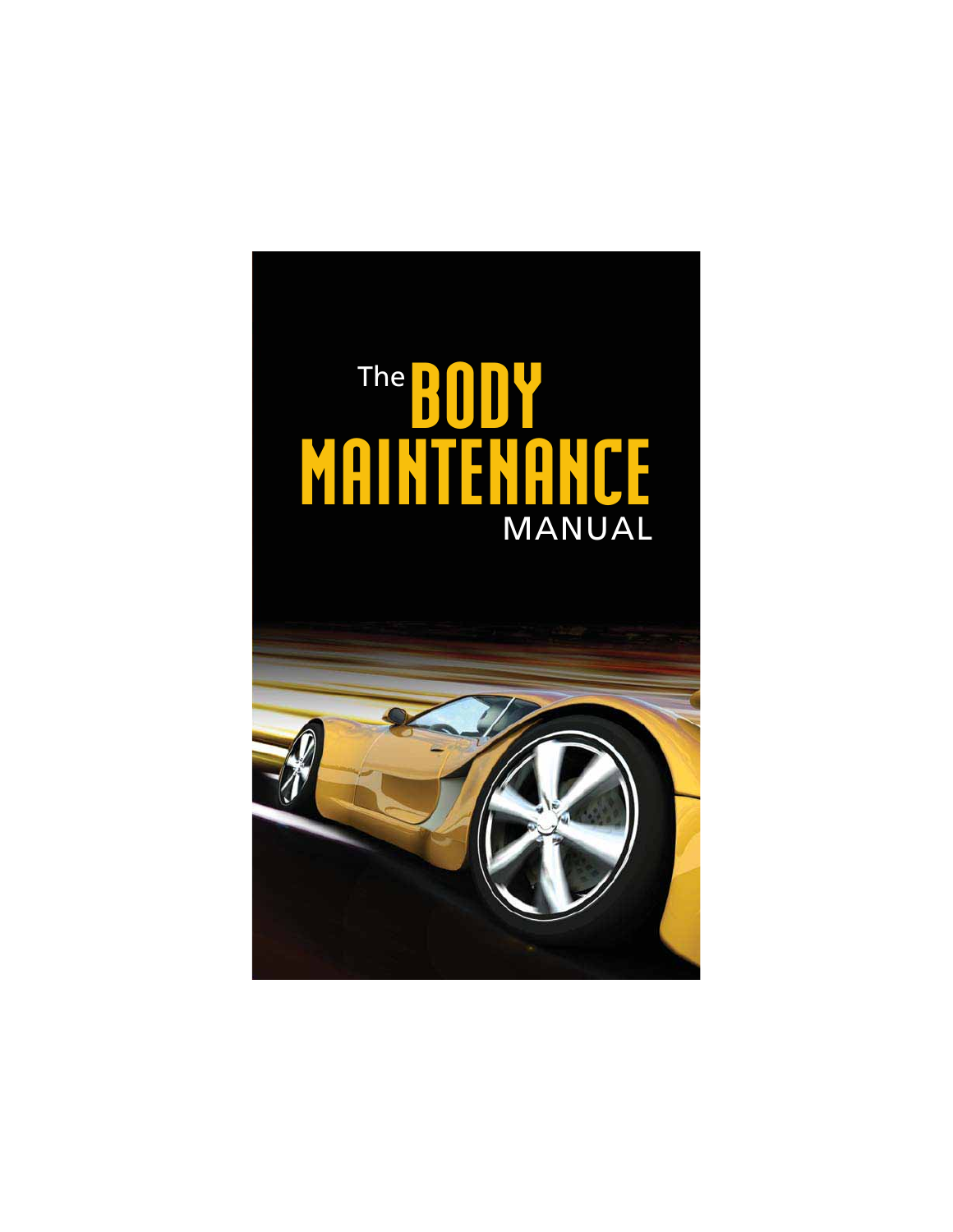# The BODY MAINTENANCE MANUAL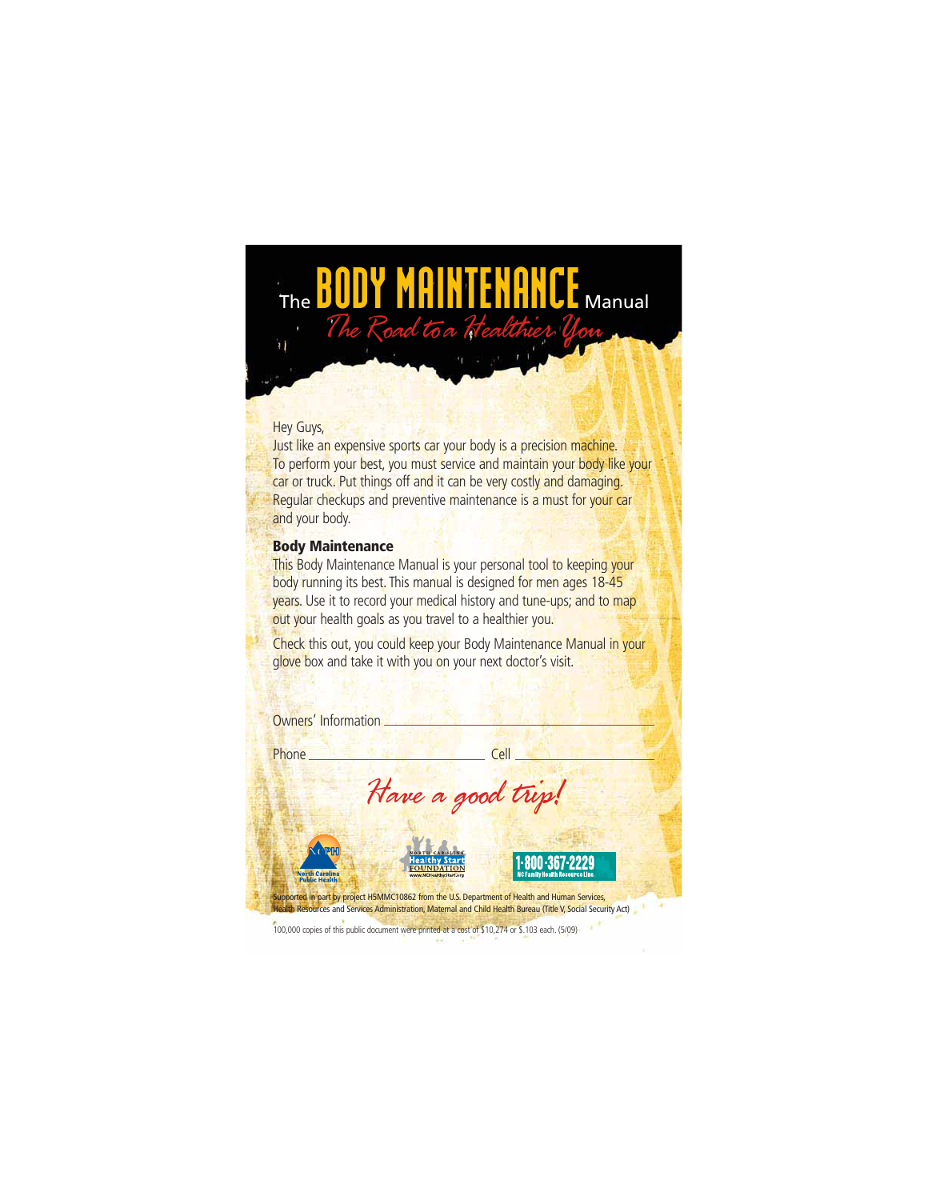# The BODY MAINTENANCE Manual

*The Road to a Healthier You*

Hey Guys,

Just like an expensive sports car your body is a precision machine. To perform your best, you must service and maintain your body like your car or truck. Put things off and it can be very costly and damaging. Regular checkups and preventive maintenance is a must for your car and your body.

**Body Maintenance**

This Body Maintenance Manual is your personal tool to keeping your body running its best. This manual is designed for men ages 18-45 years. Use it to record your medical history and tune-ups; and to map out your health goals as you travel to a healthier you.

Check this out, you could keep your Body Maintenance Manual in your glove box and take it with you on your next doctor's visit.

Owners' Information ______________________________

Phone ____________________ Cell ____________________

*Have a good trip!*

NCPH North Carolina Public Health

North Carolina Healthy Start Foundation www.NCHealthyStart.org

1-800-367-2229 NC Family Health Resource Line.

Supported in part by project H5MMC10862 from the U.S. Department of Health and Human Services, Health Resources and Services Administration, Maternal and Child Health Bureau (Title V, Social Security Act)

100,000 copies of this public document were printed at a cost of $10,274 or $.103 each. (5/09)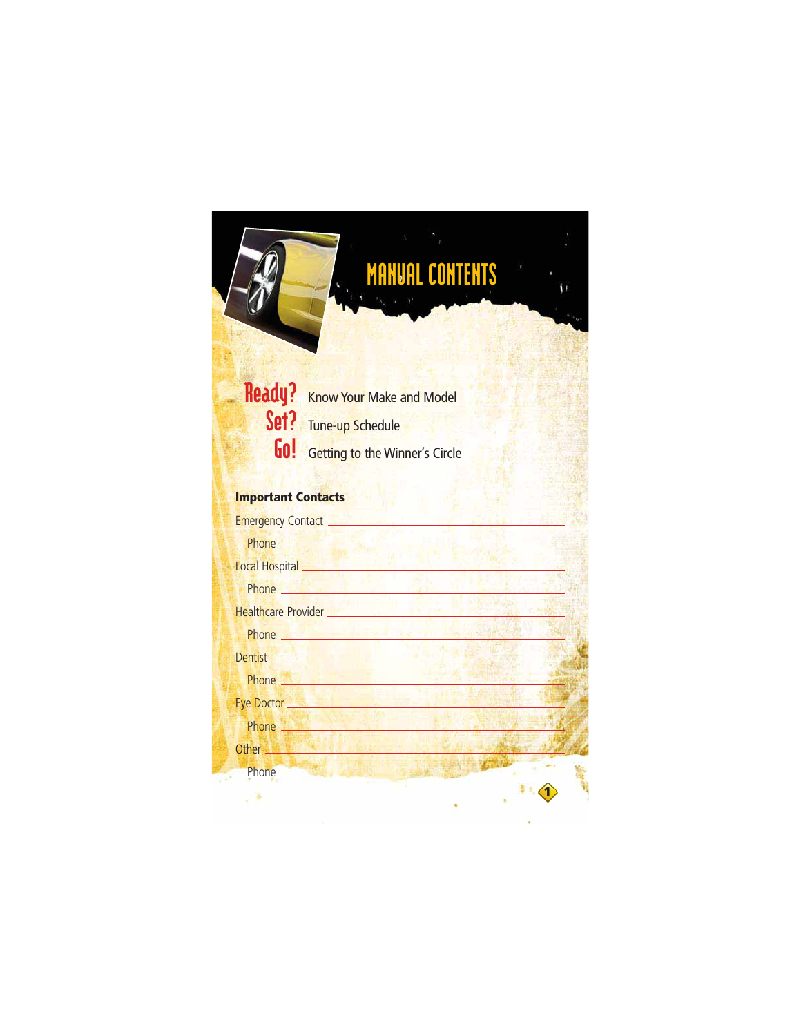# MANUAL CONTENTS

**Ready?** Know Your Make and Model

**Set?** Tune-up Schedule

**Go!** Getting to the Winner's Circle

**Important Contacts**

Emergency Contact ______________________

Phone ______________________

Local Hospital ______________________

Phone ______________________

Healthcare Provider ______________________

Phone ______________________

Dentist ______________________

Phone ______________________

Eye Doctor ______________________

Phone ______________________

Other ______________________

Phone ______________________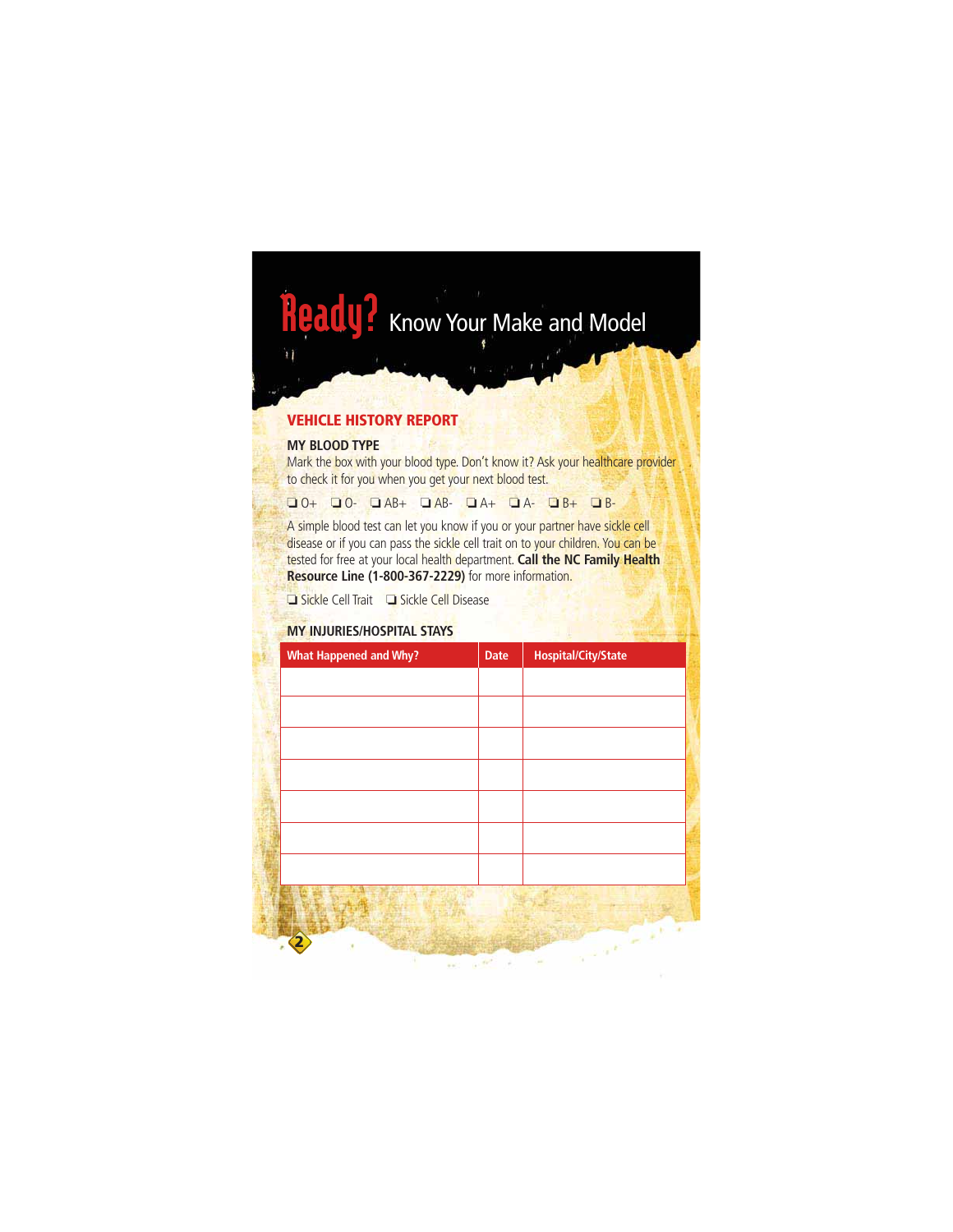# Ready? Know Your Make and Model

## VEHICLE HISTORY REPORT

### MY BLOOD TYPE

Mark the box with your blood type. Don't know it? Ask your healthcare provider to check it for you when you get your next blood test.

❏ O+ ❏ O- ❏ AB+ ❏ AB- ❏ A+ ❏ A- ❏ B+ ❏ B-

A simple blood test can let you know if you or your partner have sickle cell disease or if you can pass the sickle cell trait on to your children. You can be tested for free at your local health department. **Call the NC Family Health Resource Line (1-800-367-2229)** for more information.

❏ Sickle Cell Trait ❏ Sickle Cell Disease

### MY INJURIES/HOSPITAL STAYS

| What Happened and Why? | Date | Hospital/City/State |
|---|---|---|
| | | |
| | | |
| | | |
| | | |
| | | |
| | | |
| | | |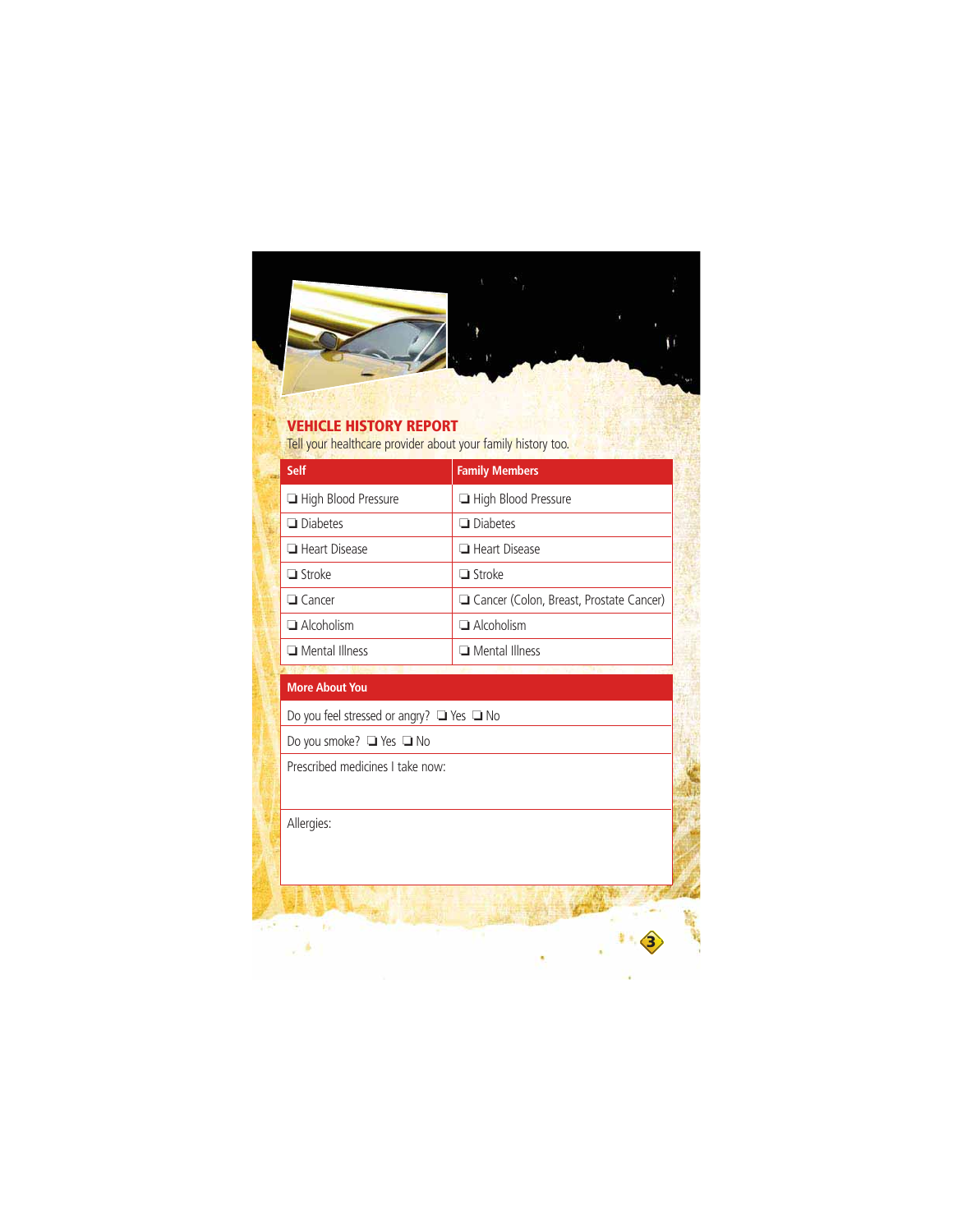## VEHICLE HISTORY REPORT

Tell your healthcare provider about your family history too.

| Self | Family Members |
|---|---|
| ❑ High Blood Pressure | ❑ High Blood Pressure |
| ❑ Diabetes | ❑ Diabetes |
| ❑ Heart Disease | ❑ Heart Disease |
| ❑ Stroke | ❑ Stroke |
| ❑ Cancer | ❑ Cancer (Colon, Breast, Prostate Cancer) |
| ❑ Alcoholism | ❑ Alcoholism |
| ❑ Mental Illness | ❑ Mental Illness |

| More About You |
|---|
| Do you feel stressed or angry? ❑ Yes ❑ No |
| Do you smoke? ❑ Yes ❑ No |
| Prescribed medicines I take now: |
| Allergies: |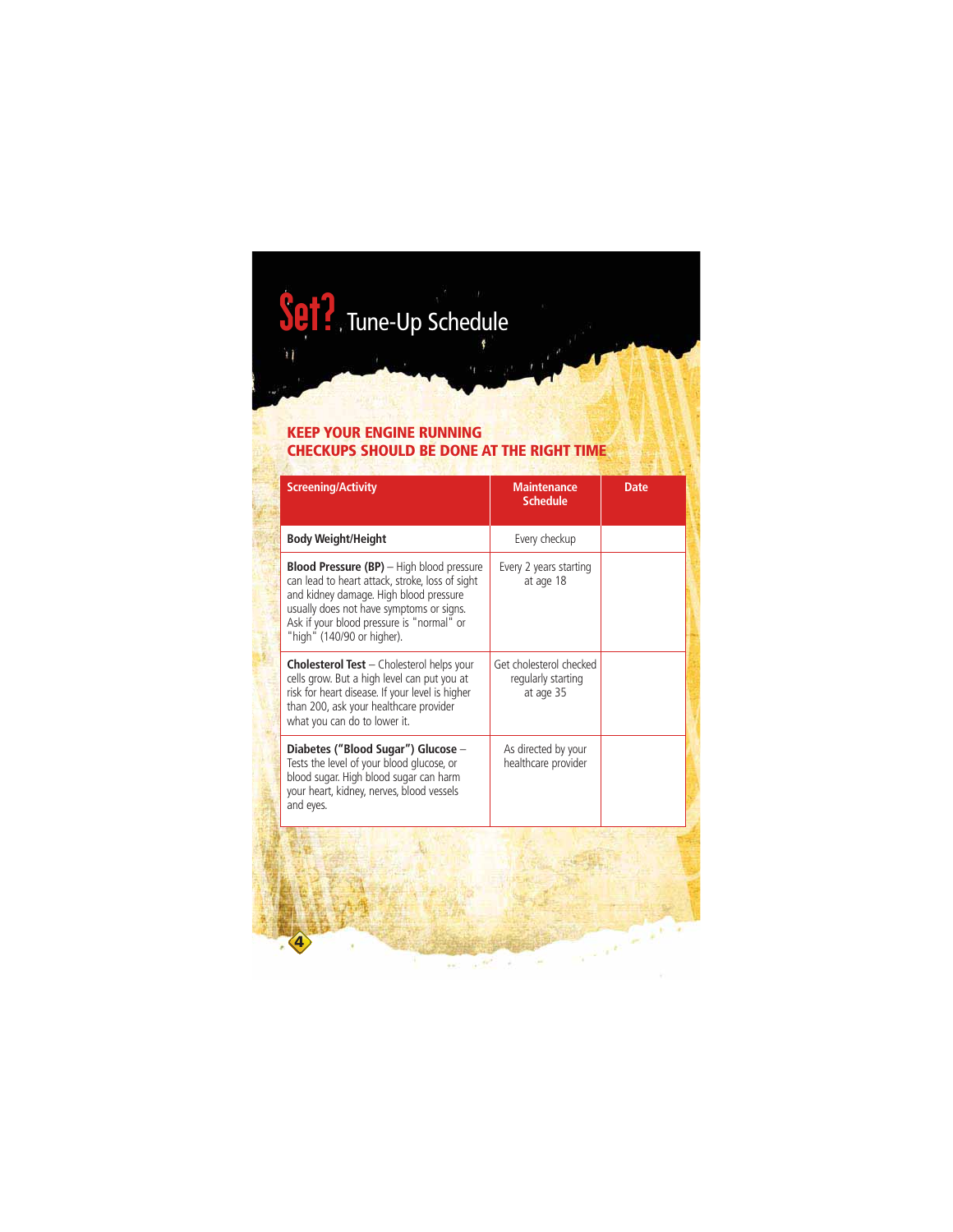# Set? Tune-Up Schedule

## KEEP YOUR ENGINE RUNNING
## CHECKUPS SHOULD BE DONE AT THE RIGHT TIME

| Screening/Activity | Maintenance Schedule | Date |
|---|---|---|
| **Body Weight/Height** | Every checkup | |
| **Blood Pressure (BP)** – High blood pressure can lead to heart attack, stroke, loss of sight and kidney damage. High blood pressure usually does not have symptoms or signs. Ask if your blood pressure is "normal" or "high" (140/90 or higher). | Every 2 years starting at age 18 | |
| **Cholesterol Test** – Cholesterol helps your cells grow. But a high level can put you at risk for heart disease. If your level is higher than 200, ask your healthcare provider what you can do to lower it. | Get cholesterol checked regularly starting at age 35 | |
| **Diabetes ("Blood Sugar") Glucose** – Tests the level of your blood glucose, or blood sugar. High blood sugar can harm your heart, kidney, nerves, blood vessels and eyes. | As directed by your healthcare provider | |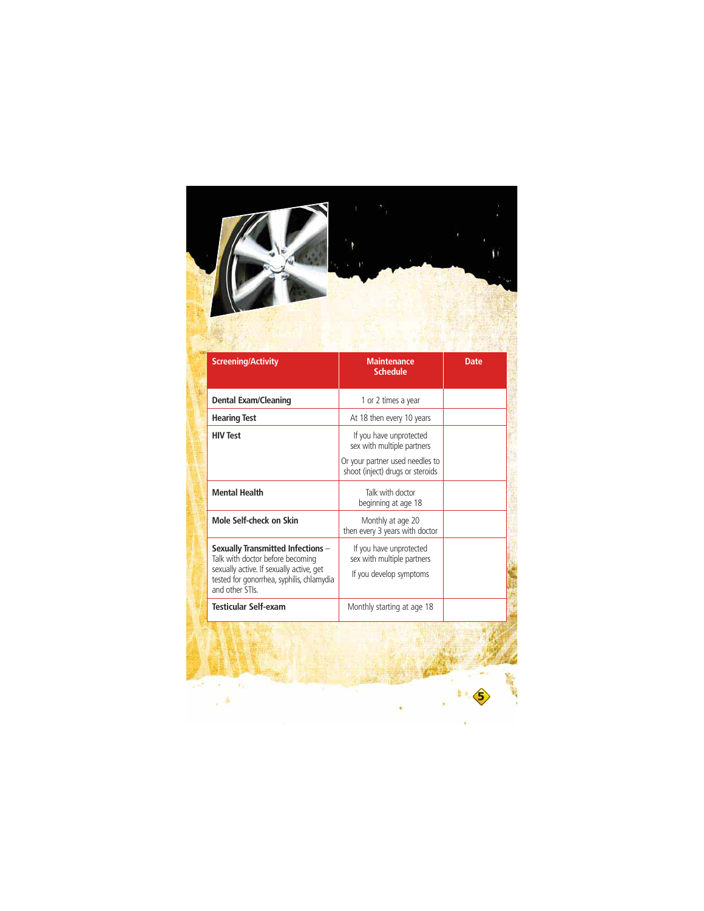| Screening/Activity | Maintenance Schedule | Date |
|---|---|---|
| **Dental Exam/Cleaning** | 1 or 2 times a year | |
| **Hearing Test** | At 18 then every 10 years | |
| **HIV Test** | If you have unprotected sex with multiple partners<br><br>Or your partner used needles to shoot (inject) drugs or steroids | |
| **Mental Health** | Talk with doctor beginning at age 18 | |
| **Mole Self-check on Skin** | Monthly at age 20 then every 3 years with doctor | |
| **Sexually Transmitted Infections** – Talk with doctor before becoming sexually active. If sexually active, get tested for gonorrhea, syphilis, chlamydia and other STIs. | If you have unprotected sex with multiple partners<br><br>If you develop symptoms | |
| **Testicular Self-exam** | Monthly starting at age 18 | |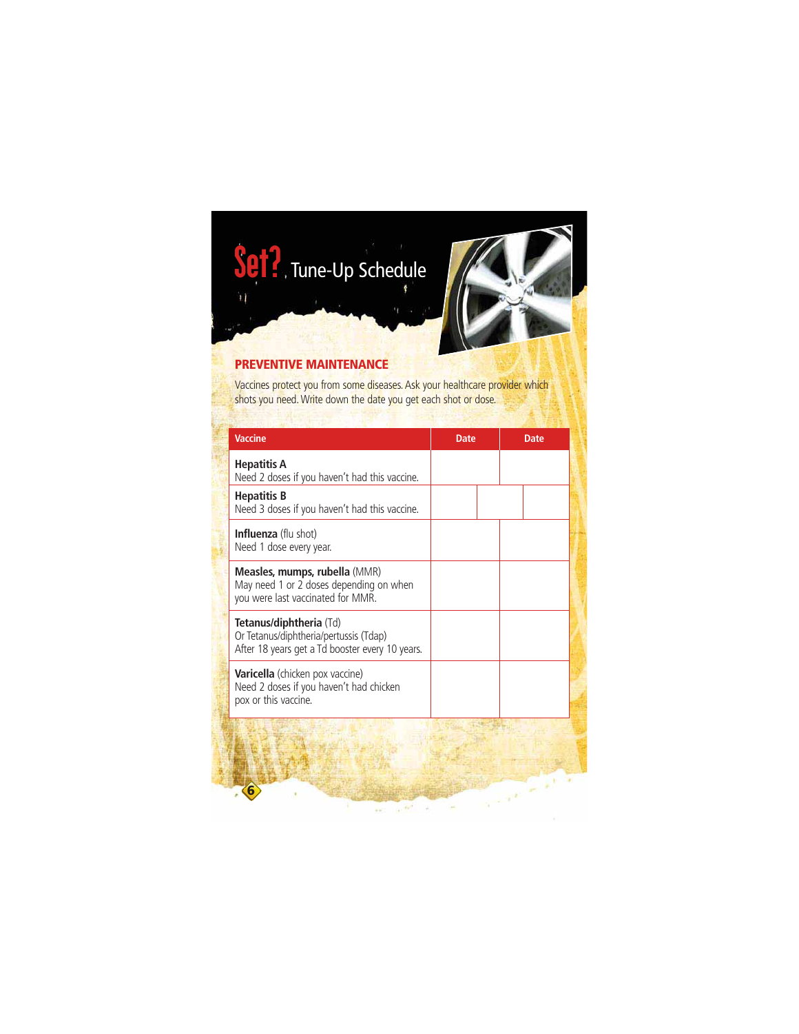# Set? Tune-Up Schedule

## PREVENTIVE MAINTENANCE

Vaccines protect you from some diseases. Ask your healthcare provider which shots you need. Write down the date you get each shot or dose.

| Vaccine | Date | Date |
|---|---|---|
| **Hepatitis A**<br>Need 2 doses if you haven't had this vaccine. | | |
| **Hepatitis B**<br>Need 3 doses if you haven't had this vaccine. | | |
| **Influenza** (flu shot)<br>Need 1 dose every year. | | |
| **Measles, mumps, rubella** (MMR)<br>May need 1 or 2 doses depending on when you were last vaccinated for MMR. | | |
| **Tetanus/diphtheria** (Td)<br>Or Tetanus/diphtheria/pertussis (Tdap)<br>After 18 years get a Td booster every 10 years. | | |
| **Varicella** (chicken pox vaccine)<br>Need 2 doses if you haven't had chicken pox or this vaccine. | | |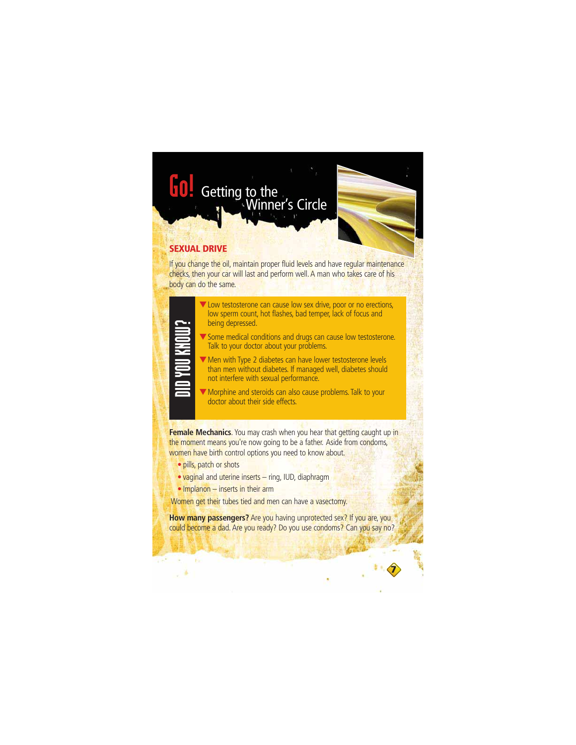# Go! Getting to the Winner's Circle

## SEXUAL DRIVE

If you change the oil, maintain proper fluid levels and have regular maintenance checks, then your car will last and perform well. A man who takes care of his body can do the same.

**DID YOU KNOW?**

- Low testosterone can cause low sex drive, poor or no erections, low sperm count, hot flashes, bad temper, lack of focus and being depressed.
- Some medical conditions and drugs can cause low testosterone. Talk to your doctor about your problems.
- Men with Type 2 diabetes can have lower testosterone levels than men without diabetes. If managed well, diabetes should not interfere with sexual performance.
- Morphine and steroids can also cause problems. Talk to your doctor about their side effects.

**Female Mechanics**. You may crash when you hear that getting caught up in the moment means you're now going to be a father. Aside from condoms, women have birth control options you need to know about.

- pills, patch or shots
- vaginal and uterine inserts – ring, IUD, diaphragm
- Implanon – inserts in their arm

Women get their tubes tied and men can have a vasectomy.

**How many passengers?** Are you having unprotected sex? If you are, you could become a dad. Are you ready? Do you use condoms? Can you say no?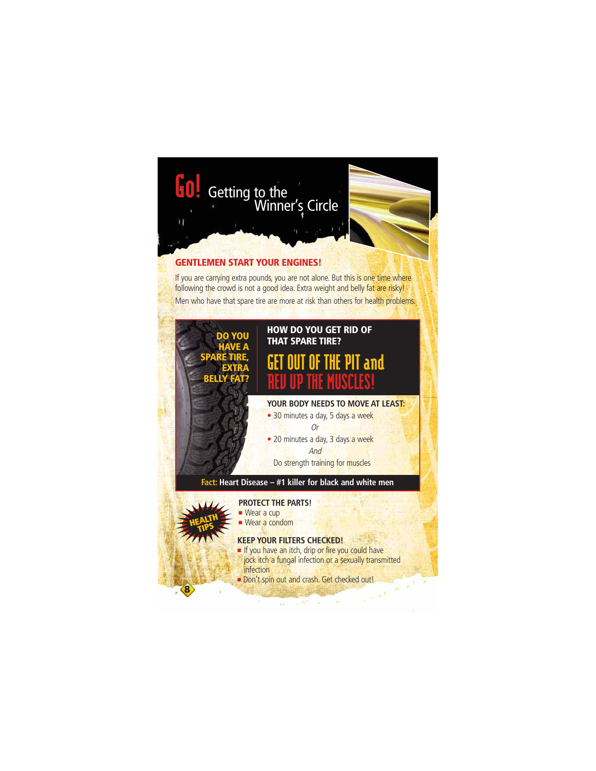# Go! Getting to the Winner's Circle

## GENTLEMEN START YOUR ENGINES!

If you are carrying extra pounds, you are not alone. But this is one time where following the crowd is not a good idea. Extra weight and belly fat are risky!

Men who have that spare tire are more at risk than others for health problems.

**DO YOU HAVE A SPARE TIRE, EXTRA BELLY FAT?**

### HOW DO YOU GET RID OF THAT SPARE TIRE?

## GET OUT OF THE PIT and REV UP THE MUSCLES!

**YOUR BODY NEEDS TO MOVE AT LEAST:**

- 30 minutes a day, 5 days a week

*Or*

- 20 minutes a day, 3 days a week

*And*

Do strength training for muscles

**Fact:** **Heart Disease – #1 killer for black and white men**

**HEALTH TIPS**

**PROTECT THE PARTS!**

- Wear a cup
- Wear a condom

**KEEP YOUR FILTERS CHECKED!**

- If you have an itch, drip or fire you could have jock itch a fungal infection or a sexually transmitted infection
- Don't spin out and crash. Get checked out!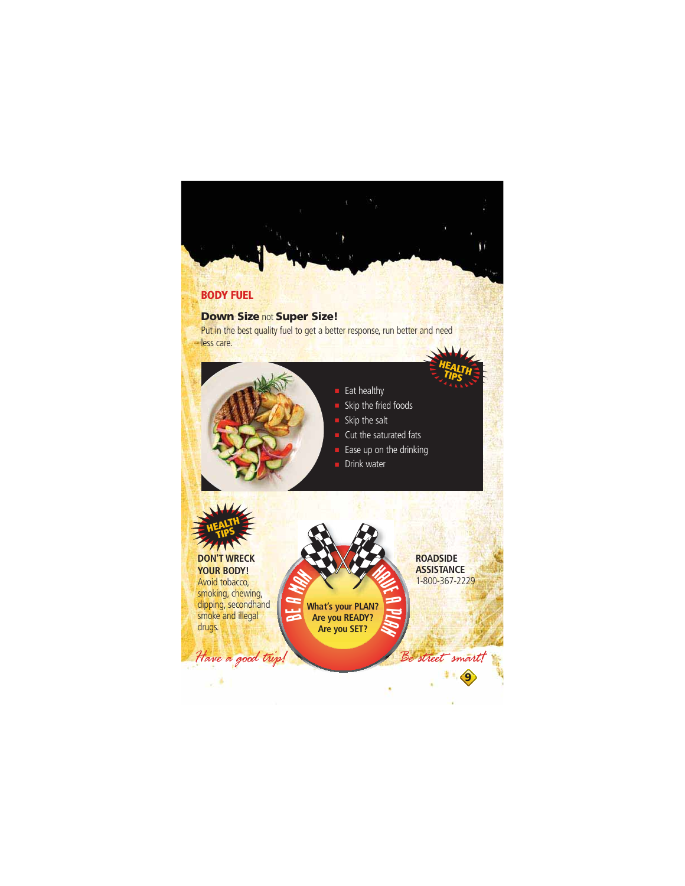## BODY FUEL

**Down Size** not **Super Size!**

Put in the best quality fuel to get a better response, run better and need less care.

HEALTH TIPS

- Eat healthy
- Skip the fried foods
- Skip the salt
- Cut the saturated fats
- Ease up on the drinking
- Drink water

HEALTH TIPS

**DON'T WRECK YOUR BODY!**
Avoid tobacco, smoking, chewing, dipping, secondhand smoke and illegal drugs.

BE A MAN · HAVE A PLAN

**What's your PLAN?**
**Are you READY?**
**Are you SET?**

**ROADSIDE ASSISTANCE**
1-800-367-2229

*Have a good trip!*

*Be street smart!*